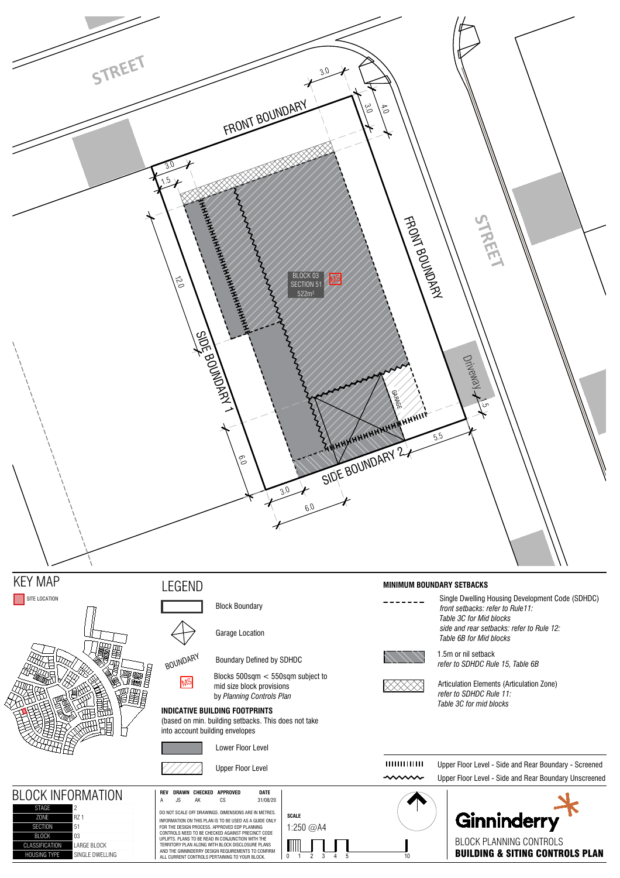STREET

FRONT BOUNDARY

FRONT BOUNDARY

STREET

SIDE BOUNDARY 1

SIDE BOUNDARY 2

Driveway

GARAGE

BLOCK 03
SECTION 51
522m²

MS

3.0 | 3.0 | 4.0 | 3.0 | 1.5 | 12.0 | 6.0 | 3.0 | 6.0 | 5.5 | 1.5

## KEY MAP

SITE LOCATION

## LEGEND

- Block Boundary
- Garage Location
- BOUNDARY — Boundary Defined by SDHDC
- MS — Blocks 500sqm < 550sqm subject to mid size block provisions by *Planning Controls Plan*

### INDICATIVE BUILDING FOOTPRINTS

(based on min. building setbacks. This does not take into account building envelopes

- Lower Floor Level
- Upper Floor Level

### MINIMUM BOUNDARY SETBACKS

- Single Dwelling Housing Development Code (SDHDC)
  *front setbacks: refer to Rule11: Table 3C for Mid blocks*
  *side and rear setbacks: refer to Rule 12: Table 6B for Mid blocks*
- 1.5m or nil setback
  *refer to SDHDC Rule 15, Table 6B*
- Articulation Elements (Articulation Zone)
  *refer to SDHDC Rule 11: Table 3C for mid blocks*

- Upper Floor Level - Side and Rear Boundary - Screened
- Upper Floor Level - Side and Rear Boundary Unscreened

## BLOCK INFORMATION

| | |
|---|---|
| STAGE | 2 |
| ZONE | RZ 1 |
| SECTION | 51 |
| BLOCK | 03 |
| CLASSIFICATION | LARGE BLOCK |
| HOUSING TYPE | SINGLE DWELLING |

| REV | DRAWN | CHECKED | APPROVED | DATE |
|---|---|---|---|---|
| A | JS | AK | CS | 31/08/20 |

DO NOT SCALE OFF DRAWINGS. DIMENSIONS ARE IN METRES.
INFORMATION ON THIS PLAN IS TO BE USED AS A GUIDE ONLY FOR THE DESIGN PROCESS. APPROVED EDP PLANNING CONTROLS NEED TO BE CHECKED AGAINST PRECINCT CODE UPLIFTS. PLANS TO BE READ IN CONJUNCTION WITH THE TERRITORY PLAN ALONG WITH BLOCK DISCLOSURE PLANS AND THE GINNINDERRY DESIGN REQUIREMENTS TO CONFIRM ALL CURRENT CONTROLS PERTAINING TO YOUR BLOCK.

**SCALE**
1:250 @A4

0 1 2 3 4 5 10

Ginninderry

BLOCK PLANNING CONTROLS
**BUILDING & SITING CONTROLS PLAN**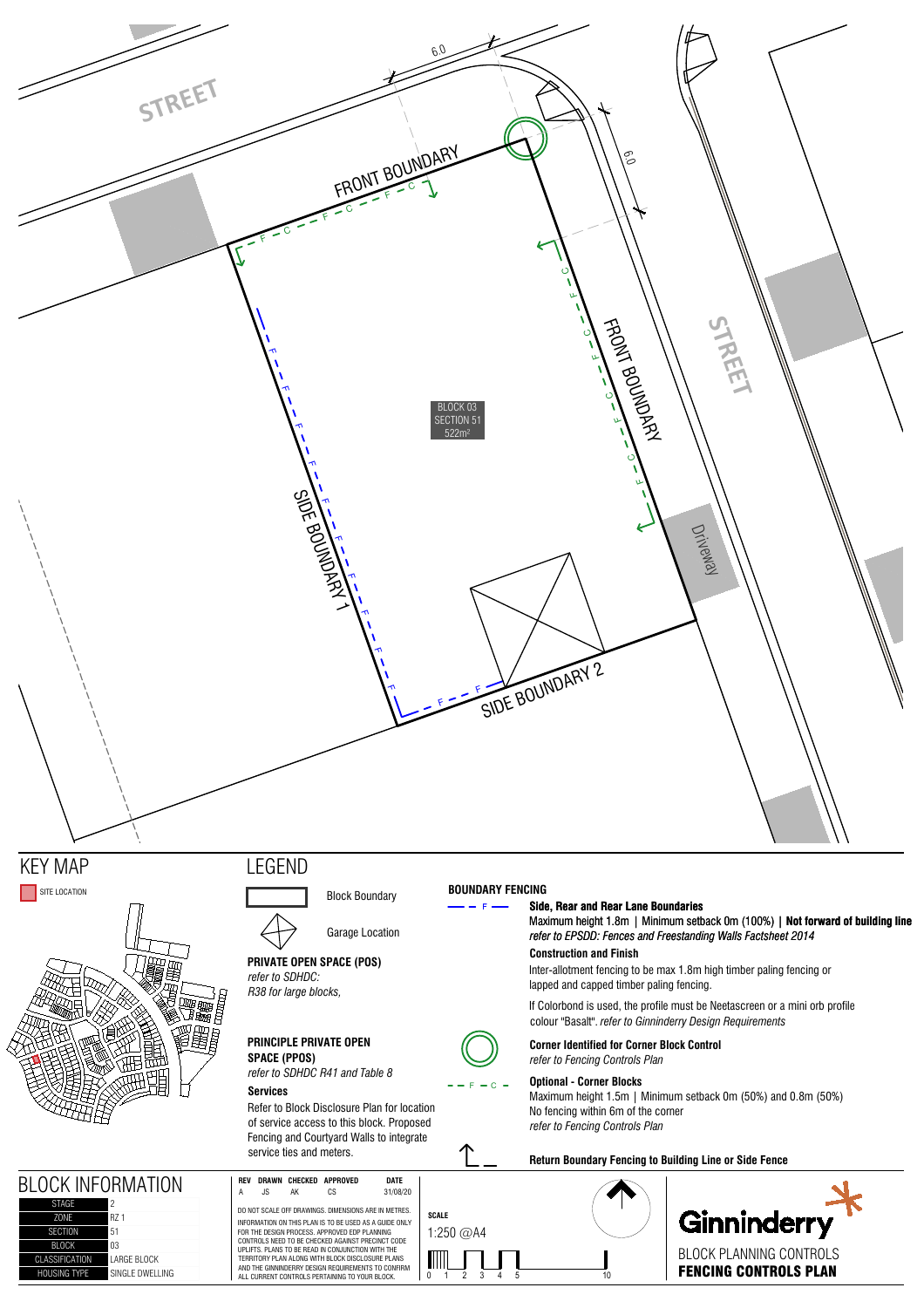STREET

6.0

FRONT BOUNDARY

6.0

STREET

FRONT BOUNDARY

BLOCK 03
SECTION 51
522m²

SIDE BOUNDARY 1

Driveway

SIDE BOUNDARY 2

## KEY MAP

SITE LOCATION

## LEGEND

Block Boundary

Garage Location

**PRIVATE OPEN SPACE (POS)**
*refer to SDHDC:*
*R38 for large blocks,*

**PRINCIPLE PRIVATE OPEN SPACE (PPOS)**
*refer to SDHDC R41 and Table 8*

**Services**
Refer to Block Disclosure Plan for location of service access to this block. Proposed Fencing and Courtyard Walls to integrate service ties and meters.

### BOUNDARY FENCING

**Side, Rear and Rear Lane Boundaries**
Maximum height 1.8m | Minimum setback 0m (100%) | **Not forward of building line**
*refer to EPSDD: Fences and Freestanding Walls Factsheet 2014*

**Construction and Finish**
Inter-allotment fencing to be max 1.8m high timber paling fencing or lapped and capped timber paling fencing.

If Colorbond is used, the profile must be Neetascreen or a mini orb profile colour "Basalt". *refer to Ginninderry Design Requirements*

**Corner Identified for Corner Block Control**
*refer to Fencing Controls Plan*

**Optional - Corner Blocks**
Maximum height 1.5m | Minimum setback 0m (50%) and 0.8m (50%)
No fencing within 6m of the corner
*refer to Fencing Controls Plan*

**Return Boundary Fencing to Building Line or Side Fence**

## BLOCK INFORMATION

| | |
|---|---|
| STAGE | 2 |
| ZONE | RZ 1 |
| SECTION | 51 |
| BLOCK | 03 |
| CLASSIFICATION | LARGE BLOCK |
| HOUSING TYPE | SINGLE DWELLING |

| REV | DRAWN | CHECKED | APPROVED | DATE |
|---|---|---|---|---|
| A | JS | AK | CS | 31/08/20 |

DO NOT SCALE OFF DRAWINGS. DIMENSIONS ARE IN METRES.
INFORMATION ON THIS PLAN IS TO BE USED AS A GUIDE ONLY FOR THE DESIGN PROCESS. APPROVED EDP PLANNING CONTROLS NEED TO BE CHECKED AGAINST PRECINCT CODE UPLIFTS. PLANS TO BE READ IN CONJUNCTION WITH THE TERRITORY PLAN ALONG WITH BLOCK DISCLOSURE PLANS AND THE GINNINDERRY DESIGN REQUIREMENTS TO CONFIRM ALL CURRENT CONTROLS PERTAINING TO YOUR BLOCK.

**SCALE**
1:250 @A4

0 1 2 3 4 5 10

Ginninderry

BLOCK PLANNING CONTROLS
**FENCING CONTROLS PLAN**